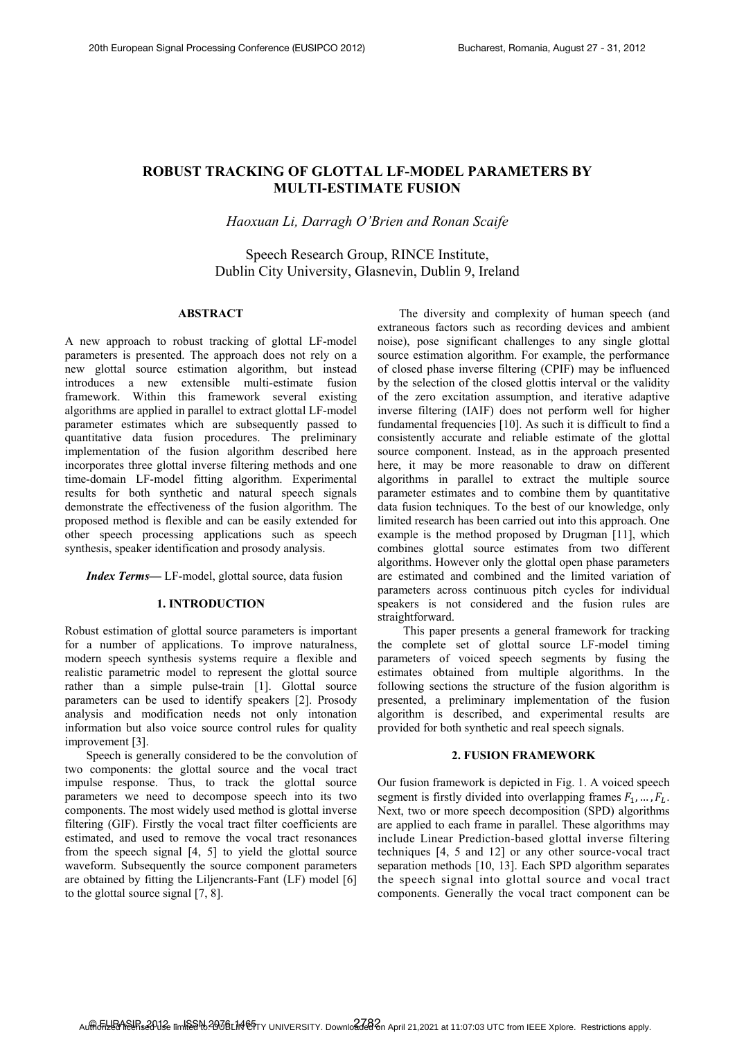# ROBUST TRACKING OF GLOTTAL LF-MODEL PARAMETERS BY MULTI-ESTIMATE FUSION

*Haoxuan Li, Darragh O'Brien and Ronan Scaife*

Speech Research Group, RINCE Institute,
Dublin City University, Glasnevin, Dublin 9, Ireland

## ABSTRACT

A new approach to robust tracking of glottal LF-model parameters is presented. The approach does not rely on a new glottal source estimation algorithm, but instead introduces a new extensible multi-estimate fusion framework. Within this framework several existing algorithms are applied in parallel to extract glottal LF-model parameter estimates which are subsequently passed to quantitative data fusion procedures. The preliminary implementation of the fusion algorithm described here incorporates three glottal inverse filtering methods and one time-domain LF-model fitting algorithm. Experimental results for both synthetic and natural speech signals demonstrate the effectiveness of the fusion algorithm. The proposed method is flexible and can be easily extended for other speech processing applications such as speech synthesis, speaker identification and prosody analysis.

***Index Terms*****—** LF-model, glottal source, data fusion

## 1. INTRODUCTION

Robust estimation of glottal source parameters is important for a number of applications. To improve naturalness, modern speech synthesis systems require a flexible and realistic parametric model to represent the glottal source rather than a simple pulse-train [1]. Glottal source parameters can be used to identify speakers [2]. Prosody analysis and modification needs not only intonation information but also voice source control rules for quality improvement [3].

Speech is generally considered to be the convolution of two components: the glottal source and the vocal tract impulse response. Thus, to track the glottal source parameters we need to decompose speech into its two components. The most widely used method is glottal inverse filtering (GIF). Firstly the vocal tract filter coefficients are estimated, and used to remove the vocal tract resonances from the speech signal [4, 5] to yield the glottal source waveform. Subsequently the source component parameters are obtained by fitting the Liljencrants-Fant (LF) model [6] to the glottal source signal [7, 8].

The diversity and complexity of human speech (and extraneous factors such as recording devices and ambient noise), pose significant challenges to any single glottal source estimation algorithm. For example, the performance of closed phase inverse filtering (CPIF) may be influenced by the selection of the closed glottis interval or the validity of the zero excitation assumption, and iterative adaptive inverse filtering (IAIF) does not perform well for higher fundamental frequencies [10]. As such it is difficult to find a consistently accurate and reliable estimate of the glottal source component. Instead, as in the approach presented here, it may be more reasonable to draw on different algorithms in parallel to extract the multiple source parameter estimates and to combine them by quantitative data fusion techniques. To the best of our knowledge, only limited research has been carried out into this approach. One example is the method proposed by Drugman [11], which combines glottal source estimates from two different algorithms. However only the glottal open phase parameters are estimated and combined and the limited variation of parameters across continuous pitch cycles for individual speakers is not considered and the fusion rules are straightforward.

This paper presents a general framework for tracking the complete set of glottal source LF-model timing parameters of voiced speech segments by fusing the estimates obtained from multiple algorithms. In the following sections the structure of the fusion algorithm is presented, a preliminary implementation of the fusion algorithm is described, and experimental results are provided for both synthetic and real speech signals.

## 2. FUSION FRAMEWORK

Our fusion framework is depicted in Fig. 1. A voiced speech segment is firstly divided into overlapping frames $F_1, \dots, F_L$. Next, two or more speech decomposition (SPD) algorithms are applied to each frame in parallel. These algorithms may include Linear Prediction-based glottal inverse filtering techniques [4, 5 and 12] or any other source-vocal tract separation methods [10, 13]. Each SPD algorithm separates the speech signal into glottal source and vocal tract components. Generally the vocal tract component can be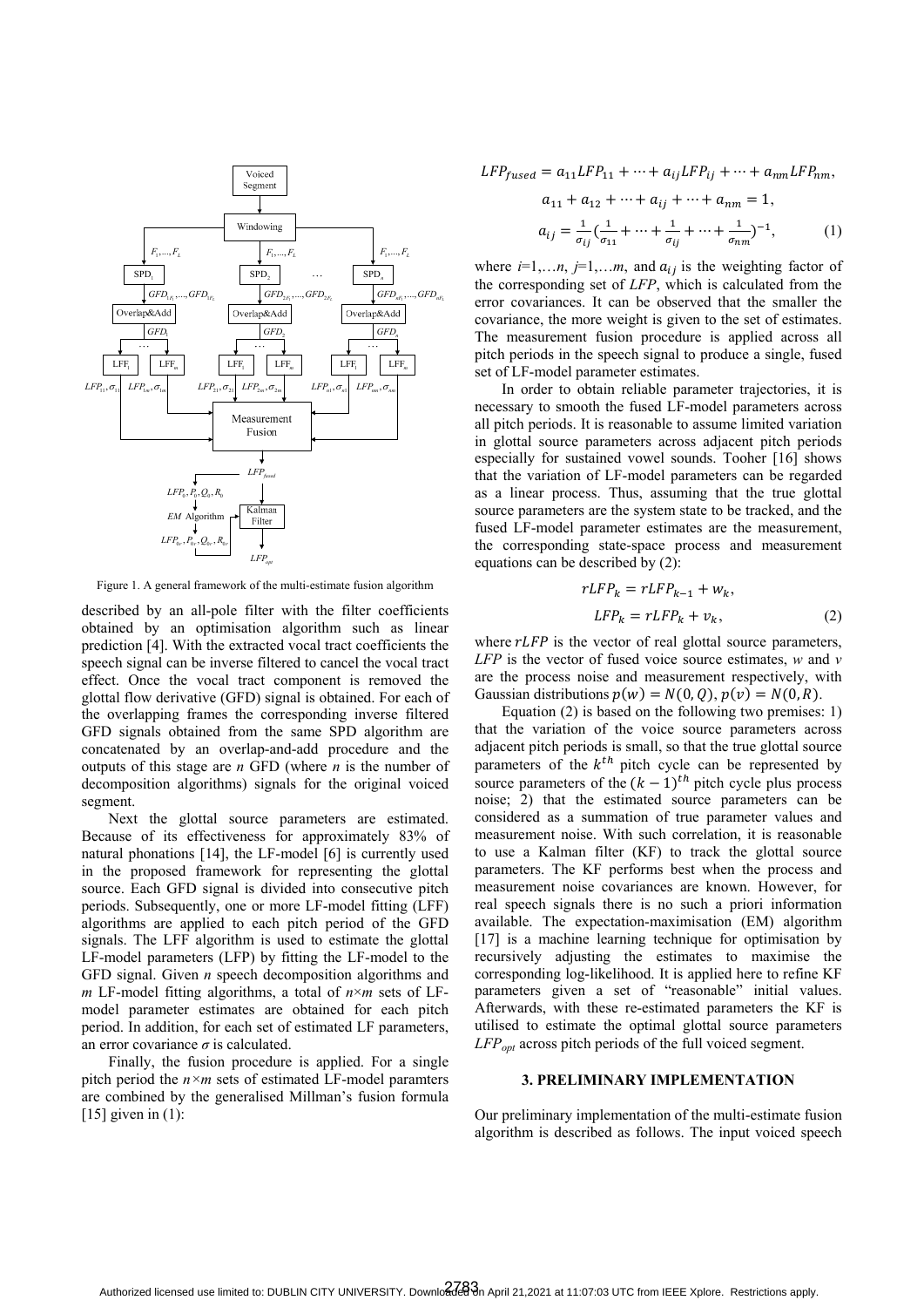Figure 1. A general framework of the multi-estimate fusion algorithm

described by an all-pole filter with the filter coefficients obtained by an optimisation algorithm such as linear prediction [4]. With the extracted vocal tract coefficients the speech signal can be inverse filtered to cancel the vocal tract effect. Once the vocal tract component is removed the glottal flow derivative (GFD) signal is obtained. For each of the overlapping frames the corresponding inverse filtered GFD signals obtained from the same SPD algorithm are concatenated by an overlap-and-add procedure and the outputs of this stage are *n* GFD (where *n* is the number of decomposition algorithms) signals for the original voiced segment.

Next the glottal source parameters are estimated. Because of its effectiveness for approximately 83% of natural phonations [14], the LF-model [6] is currently used in the proposed framework for representing the glottal source. Each GFD signal is divided into consecutive pitch periods. Subsequently, one or more LF-model fitting (LFF) algorithms are applied to each pitch period of the GFD signals. The LFF algorithm is used to estimate the glottal LF-model parameters (LFP) by fitting the LF-model to the GFD signal. Given *n* speech decomposition algorithms and *m* LF-model fitting algorithms, a total of $n \times m$ sets of LF-model parameter estimates are obtained for each pitch period. In addition, for each set of estimated LF parameters, an error covariance $\sigma$ is calculated.

Finally, the fusion procedure is applied. For a single pitch period the $n \times m$ sets of estimated LF-model paramters are combined by the generalised Millman's fusion formula [15] given in (1):

$$LFP_{fused} = a_{11}LFP_{11} + \cdots + a_{ij}LFP_{ij} + \cdots + a_{nm}LFP_{nm},$$

$$a_{11} + a_{12} + \cdots + a_{ij} + \cdots + a_{nm} = 1,$$

$$a_{ij} = \frac{1}{\sigma_{ij}}\left(\frac{1}{\sigma_{11}} + \cdots + \frac{1}{\sigma_{ij}} + \cdots + \frac{1}{\sigma_{nm}}\right)^{-1}, \qquad (1)$$

where $i$=1,…$n$, $j$=1,…$m$, and $a_{ij}$ is the weighting factor of the corresponding set of *LFP*, which is calculated from the error covariances. It can be observed that the smaller the covariance, the more weight is given to the set of estimates. The measurement fusion procedure is applied across all pitch periods in the speech signal to produce a single, fused set of LF-model parameter estimates.

In order to obtain reliable parameter trajectories, it is necessary to smooth the fused LF-model parameters across all pitch periods. It is reasonable to assume limited variation in glottal source parameters across adjacent pitch periods especially for sustained vowel sounds. Tooher [16] shows that the variation of LF-model parameters can be regarded as a linear process. Thus, assuming that the true glottal source parameters are the system state to be tracked, and the fused LF-model parameter estimates are the measurement, the corresponding state-space process and measurement equations can be described by (2):

$$rLFP_k = rLFP_{k-1} + w_k,$$

$$LFP_k = rLFP_k + v_k, \qquad (2)$$

where $rLFP$ is the vector of real glottal source parameters, *LFP* is the vector of fused voice source estimates, *w* and *v* are the process noise and measurement respectively, with Gaussian distributions $p(w) = N(0, Q)$, $p(v) = N(0, R)$.

Equation (2) is based on the following two premises: 1) that the variation of the voice source parameters across adjacent pitch periods is small, so that the true glottal source parameters of the $k^{th}$ pitch cycle can be represented by source parameters of the $(k-1)^{th}$ pitch cycle plus process noise; 2) that the estimated source parameters can be considered as a summation of true parameter values and measurement noise. With such correlation, it is reasonable to use a Kalman filter (KF) to track the glottal source parameters. The KF performs best when the process and measurement noise covariances are known. However, for real speech signals there is no such a priori information available. The expectation-maximisation (EM) algorithm [17] is a machine learning technique for optimisation by recursively adjusting the estimates to maximise the corresponding log-likelihood. It is applied here to refine KF parameters given a set of "reasonable" initial values. Afterwards, with these re-estimated parameters the KF is utilised to estimate the optimal glottal source parameters $LFP_{opt}$ across pitch periods of the full voiced segment.

## 3. PRELIMINARY IMPLEMENTATION

Our preliminary implementation of the multi-estimate fusion algorithm is described as follows. The input voiced speech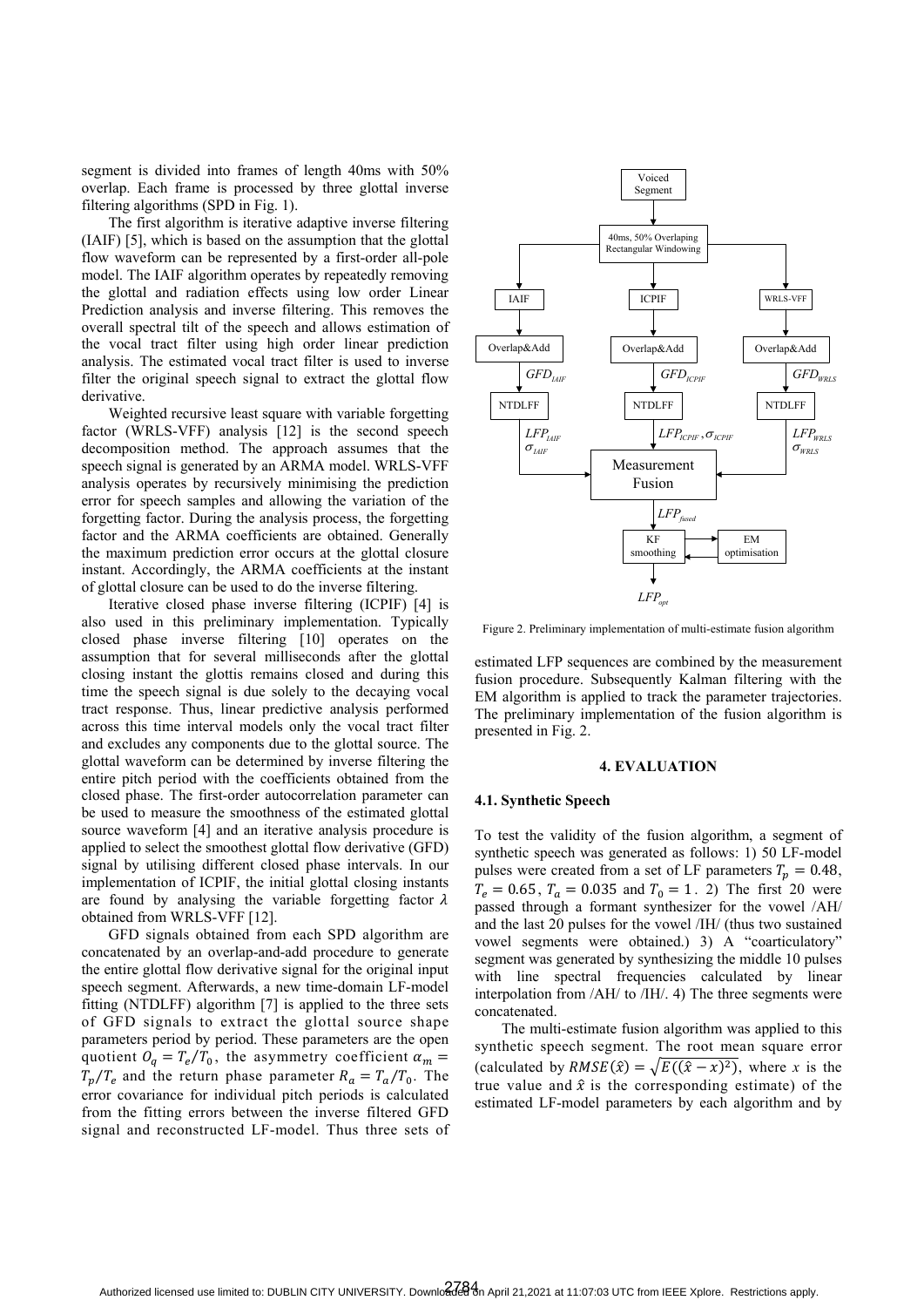segment is divided into frames of length 40ms with 50% overlap. Each frame is processed by three glottal inverse filtering algorithms (SPD in Fig. 1).

The first algorithm is iterative adaptive inverse filtering (IAIF) [5], which is based on the assumption that the glottal flow waveform can be represented by a first-order all-pole model. The IAIF algorithm operates by repeatedly removing the glottal and radiation effects using low order Linear Prediction analysis and inverse filtering. This removes the overall spectral tilt of the speech and allows estimation of the vocal tract filter using high order linear prediction analysis. The estimated vocal tract filter is used to inverse filter the original speech signal to extract the glottal flow derivative.

Weighted recursive least square with variable forgetting factor (WRLS-VFF) analysis [12] is the second speech decomposition method. The approach assumes that the speech signal is generated by an ARMA model. WRLS-VFF analysis operates by recursively minimising the prediction error for speech samples and allowing the variation of the forgetting factor. During the analysis process, the forgetting factor and the ARMA coefficients are obtained. Generally the maximum prediction error occurs at the glottal closure instant. Accordingly, the ARMA coefficients at the instant of glottal closure can be used to do the inverse filtering.

Iterative closed phase inverse filtering (ICPIF) [4] is also used in this preliminary implementation. Typically closed phase inverse filtering [10] operates on the assumption that for several milliseconds after the glottal closing instant the glottis remains closed and during this time the speech signal is due solely to the decaying vocal tract response. Thus, linear predictive analysis performed across this time interval models only the vocal tract filter and excludes any components due to the glottal source. The glottal waveform can be determined by inverse filtering the entire pitch period with the coefficients obtained from the closed phase. The first-order autocorrelation parameter can be used to measure the smoothness of the estimated glottal source waveform [4] and an iterative analysis procedure is applied to select the smoothest glottal flow derivative (GFD) signal by utilising different closed phase intervals. In our implementation of ICPIF, the initial glottal closing instants are found by analysing the variable forgetting factor $\lambda$ obtained from WRLS-VFF [12].

GFD signals obtained from each SPD algorithm are concatenated by an overlap-and-add procedure to generate the entire glottal flow derivative signal for the original input speech segment. Afterwards, a new time-domain LF-model fitting (NTDLFF) algorithm [7] is applied to the three sets of GFD signals to extract the glottal source shape parameters period by period. These parameters are the open quotient $O_q = T_e/T_0$, the asymmetry coefficient $\alpha_m = T_p/T_e$ and the return phase parameter $R_a = T_a/T_0$. The error covariance for individual pitch periods is calculated from the fitting errors between the inverse filtered GFD signal and reconstructed LF-model. Thus three sets of estimated LFP sequences are combined by the measurement fusion procedure. Subsequently Kalman filtering with the EM algorithm is applied to track the parameter trajectories. The preliminary implementation of the fusion algorithm is presented in Fig. 2.

Figure 2. Preliminary implementation of multi-estimate fusion algorithm

## 4. EVALUATION

### 4.1. Synthetic Speech

To test the validity of the fusion algorithm, a segment of synthetic speech was generated as follows: 1) 50 LF-model pulses were created from a set of LF parameters $T_p = 0.48$, $T_e = 0.65$, $T_a = 0.035$ and $T_0 = 1$. 2) The first 20 were passed through a formant synthesizer for the vowel /AH/ and the last 20 pulses for the vowel /IH/ (thus two sustained vowel segments were obtained.) 3) A "coarticulatory" segment was generated by synthesizing the middle 10 pulses with line spectral frequencies calculated by linear interpolation from /AH/ to /IH/. 4) The three segments were concatenated.

The multi-estimate fusion algorithm was applied to this synthetic speech segment. The root mean square error (calculated by $RMSE(\hat{x}) = \sqrt{E((\hat{x} - x)^2)}$, where $x$ is the true value and $\hat{x}$ is the corresponding estimate) of the estimated LF-model parameters by each algorithm and by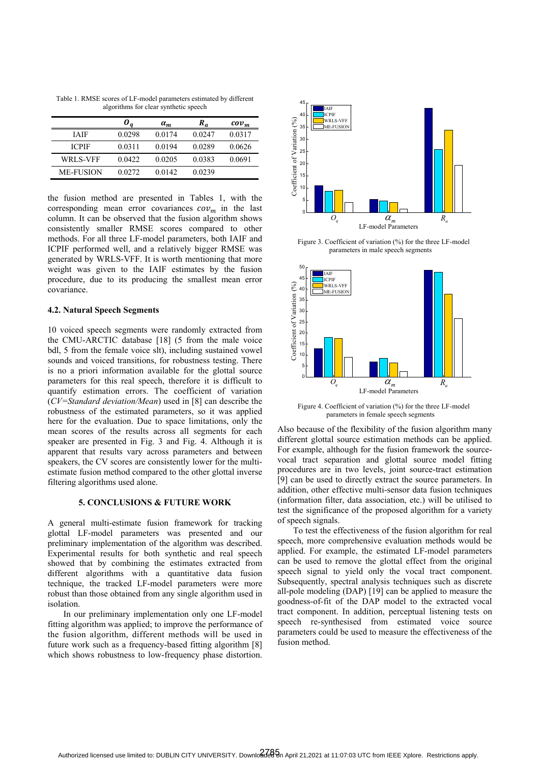Table 1. RMSE scores of LF-model parameters estimated by different algorithms for clear synthetic speech

| | $O_q$ | $\alpha_m$ | $R_a$ | $cov_m$ |
|---|---|---|---|---|
| IAIF | 0.0298 | 0.0174 | 0.0247 | 0.0317 |
| ICPIF | 0.0311 | 0.0194 | 0.0289 | 0.0626 |
| WRLS-VFF | 0.0422 | 0.0205 | 0.0383 | 0.0691 |
| ME-FUSION | 0.0272 | 0.0142 | 0.0239 | |

the fusion method are presented in Tables 1, with the corresponding mean error covariances $cov_m$ in the last column. It can be observed that the fusion algorithm shows consistently smaller RMSE scores compared to other methods. For all three LF-model parameters, both IAIF and ICPIF performed well, and a relatively bigger RMSE was generated by WRLS-VFF. It is worth mentioning that more weight was given to the IAIF estimates by the fusion procedure, due to its producing the smallest mean error covariance.

### 4.2. Natural Speech Segments

10 voiced speech segments were randomly extracted from the CMU-ARCTIC database [18] (5 from the male voice bdl, 5 from the female voice slt), including sustained vowel sounds and voiced transitions, for robustness testing. There is no a priori information available for the glottal source parameters for this real speech, therefore it is difficult to quantify estimation errors. The coefficient of variation (*CV=Standard deviation/Mean*) used in [8] can describe the robustness of the estimated parameters, so it was applied here for the evaluation. Due to space limitations, only the mean scores of the results across all segments for each speaker are presented in Fig. 3 and Fig. 4. Although it is apparent that results vary across parameters and between speakers, the CV scores are consistently lower for the multi-estimate fusion method compared to the other glottal inverse filtering algorithms used alone.

Figure 3. Coefficient of variation (%) for the three LF-model parameters in male speech segments

Figure 4. Coefficient of variation (%) for the three LF-model parameters in female speech segments

### 5. CONCLUSIONS & FUTURE WORK

A general multi-estimate fusion framework for tracking glottal LF-model parameters was presented and our preliminary implementation of the algorithm was described. Experimental results for both synthetic and real speech showed that by combining the estimates extracted from different algorithms with a quantitative data fusion technique, the tracked LF-model parameters were more robust than those obtained from any single algorithm used in isolation.

In our preliminary implementation only one LF-model fitting algorithm was applied; to improve the performance of the fusion algorithm, different methods will be used in future work such as a frequency-based fitting algorithm [8] which shows robustness to low-frequency phase distortion. Also because of the flexibility of the fusion algorithm many different glottal source estimation methods can be applied. For example, although for the fusion framework the source-vocal tract separation and glottal source model fitting procedures are in two levels, joint source-tract estimation [9] can be used to directly extract the source parameters. In addition, other effective multi-sensor data fusion techniques (information filter, data association, etc.) will be utilised to test the significance of the proposed algorithm for a variety of speech signals.

To test the effectiveness of the fusion algorithm for real speech, more comprehensive evaluation methods would be applied. For example, the estimated LF-model parameters can be used to remove the glottal effect from the original speech signal to yield only the vocal tract component. Subsequently, spectral analysis techniques such as discrete all-pole modeling (DAP) [19] can be applied to measure the goodness-of-fit of the DAP model to the extracted vocal tract component. In addition, perceptual listening tests on speech re-synthesised from estimated voice source parameters could be used to measure the effectiveness of the fusion method.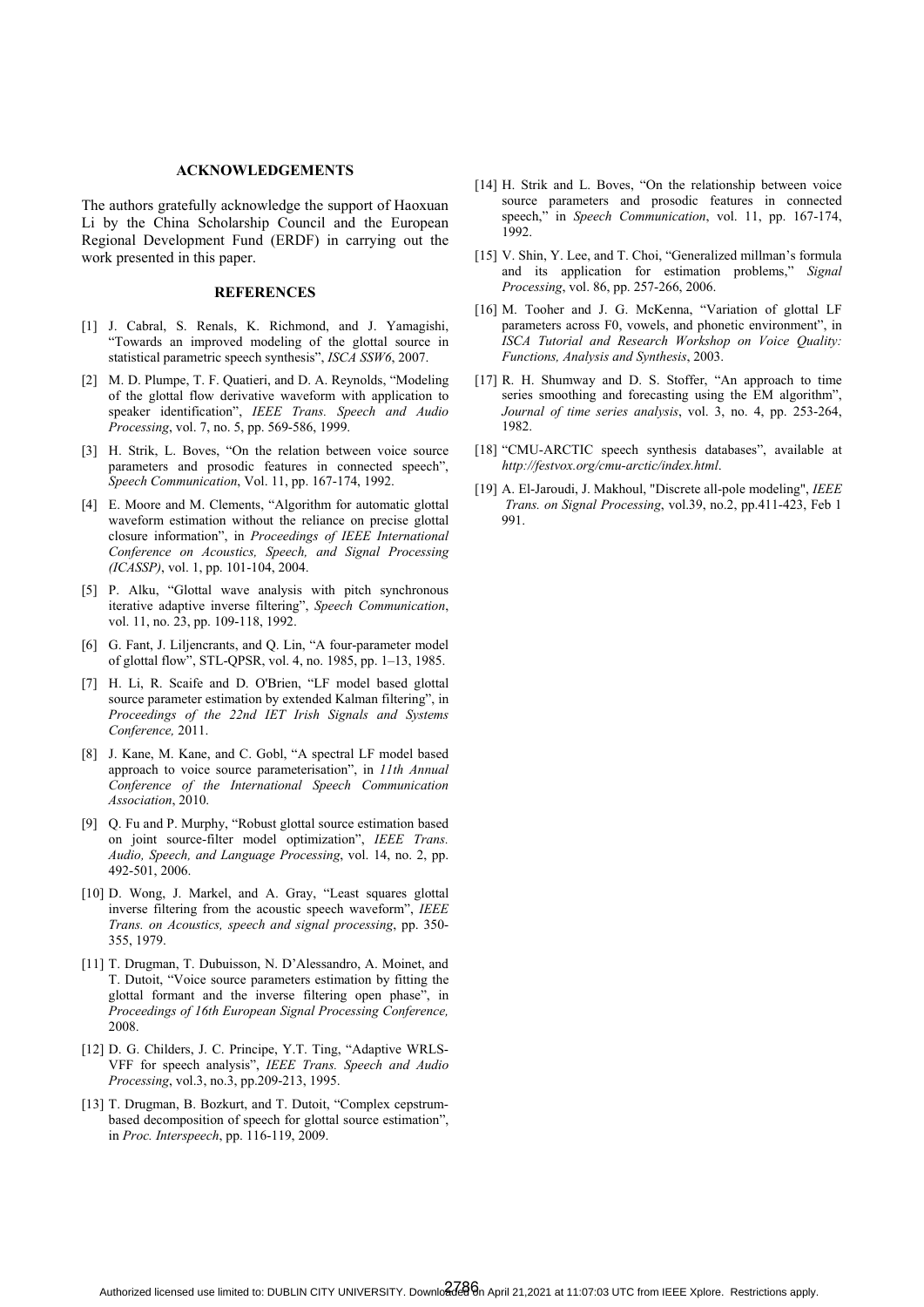## ACKNOWLEDGEMENTS

The authors gratefully acknowledge the support of Haoxuan Li by the China Scholarship Council and the European Regional Development Fund (ERDF) in carrying out the work presented in this paper.

## REFERENCES

[1] J. Cabral, S. Renals, K. Richmond, and J. Yamagishi, "Towards an improved modeling of the glottal source in statistical parametric speech synthesis", *ISCA SSW6*, 2007.

[2] M. D. Plumpe, T. F. Quatieri, and D. A. Reynolds, "Modeling of the glottal flow derivative waveform with application to speaker identification", *IEEE Trans. Speech and Audio Processing*, vol. 7, no. 5, pp. 569-586, 1999.

[3] H. Strik, L. Boves, "On the relation between voice source parameters and prosodic features in connected speech", *Speech Communication*, Vol. 11, pp. 167-174, 1992.

[4] E. Moore and M. Clements, "Algorithm for automatic glottal waveform estimation without the reliance on precise glottal closure information", in *Proceedings of IEEE International Conference on Acoustics, Speech, and Signal Processing (ICASSP)*, vol. 1, pp. 101-104, 2004.

[5] P. Alku, "Glottal wave analysis with pitch synchronous iterative adaptive inverse filtering", *Speech Communication*, vol. 11, no. 23, pp. 109-118, 1992.

[6] G. Fant, J. Liljencrants, and Q. Lin, "A four-parameter model of glottal flow", STL-QPSR, vol. 4, no. 1985, pp. 1–13, 1985.

[7] H. Li, R. Scaife and D. O'Brien, "LF model based glottal source parameter estimation by extended Kalman filtering", in *Proceedings of the 22nd IET Irish Signals and Systems Conference,* 2011.

[8] J. Kane, M. Kane, and C. Gobl, "A spectral LF model based approach to voice source parameterisation", in *11th Annual Conference of the International Speech Communication Association*, 2010.

[9] Q. Fu and P. Murphy, "Robust glottal source estimation based on joint source-filter model optimization", *IEEE Trans. Audio, Speech, and Language Processing*, vol. 14, no. 2, pp. 492-501, 2006.

[10] D. Wong, J. Markel, and A. Gray, "Least squares glottal inverse filtering from the acoustic speech waveform", *IEEE Trans. on Acoustics, speech and signal processing*, pp. 350-355, 1979.

[11] T. Drugman, T. Dubuisson, N. D'Alessandro, A. Moinet, and T. Dutoit, "Voice source parameters estimation by fitting the glottal formant and the inverse filtering open phase", in *Proceedings of 16th European Signal Processing Conference,* 2008.

[12] D. G. Childers, J. C. Principe, Y.T. Ting, "Adaptive WRLS-VFF for speech analysis", *IEEE Trans. Speech and Audio Processing*, vol.3, no.3, pp.209-213, 1995.

[13] T. Drugman, B. Bozkurt, and T. Dutoit, "Complex cepstrum-based decomposition of speech for glottal source estimation", in *Proc. Interspeech*, pp. 116-119, 2009.

[14] H. Strik and L. Boves, "On the relationship between voice source parameters and prosodic features in connected speech," in *Speech Communication*, vol. 11, pp. 167-174, 1992.

[15] V. Shin, Y. Lee, and T. Choi, "Generalized millman's formula and its application for estimation problems," *Signal Processing*, vol. 86, pp. 257-266, 2006.

[16] M. Tooher and J. G. McKenna, "Variation of glottal LF parameters across F0, vowels, and phonetic environment", in *ISCA Tutorial and Research Workshop on Voice Quality: Functions, Analysis and Synthesis*, 2003.

[17] R. H. Shumway and D. S. Stoffer, "An approach to time series smoothing and forecasting using the EM algorithm", *Journal of time series analysis*, vol. 3, no. 4, pp. 253-264, 1982.

[18] "CMU-ARCTIC speech synthesis databases", available at *http://festvox.org/cmu-arctic/index.html*.

[19] A. El-Jaroudi, J. Makhoul, "Discrete all-pole modeling", *IEEE Trans. on Signal Processing*, vol.39, no.2, pp.411-423, Feb 1 991.